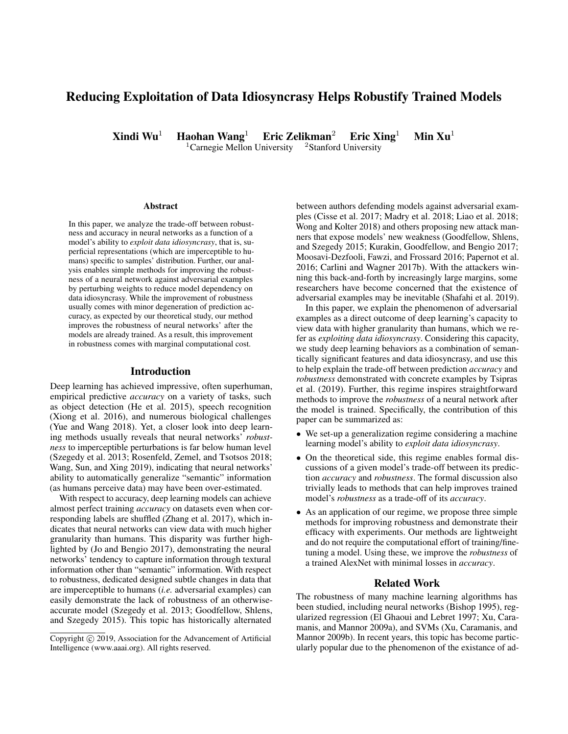# Reducing Exploitation of Data Idiosyncrasy Helps Robustify Trained Models

**Xindi Wu**[1] **Haohan Wang**[1] **Eric Zelikman**[2] **Eric Xing**[1] **Min Xu**[1]

[1]Carnegie Mellon University [2]Stanford University

### Abstract

In this paper, we analyze the trade-off between robustness and accuracy in neural networks as a function of a model's ability to *exploit data idiosyncrasy*, that is, superficial representations (which are imperceptible to humans) specific to samples' distribution. Further, our analysis enables simple methods for improving the robustness of a neural network against adversarial examples by perturbing weights to reduce model dependency on data idiosyncrasy. While the improvement of robustness usually comes with minor degeneration of prediction accuracy, as expected by our theoretical study, our method improves the robustness of neural networks' after the models are already trained. As a result, this improvement in robustness comes with marginal computational cost.

## Introduction

Deep learning has achieved impressive, often superhuman, empirical predictive *accuracy* on a variety of tasks, such as object detection (He et al. 2015), speech recognition (Xiong et al. 2016), and numerous biological challenges (Yue and Wang 2018). Yet, a closer look into deep learning methods usually reveals that neural networks' *robustness* to imperceptible perturbations is far below human level (Szegedy et al. 2013; Rosenfeld, Zemel, and Tsotsos 2018; Wang, Sun, and Xing 2019), indicating that neural networks' ability to automatically generalize "semantic" information (as humans perceive data) may have been over-estimated.

With respect to accuracy, deep learning models can achieve almost perfect training *accuracy* on datasets even when corresponding labels are shuffled (Zhang et al. 2017), which indicates that neural networks can view data with much higher granularity than humans. This disparity was further highlighted by (Jo and Bengio 2017), demonstrating the neural networks' tendency to capture information through textural information other than "semantic" information. With respect to robustness, dedicated designed subtle changes in data that are imperceptible to humans (*i.e.* adversarial examples) can easily demonstrate the lack of robustness of an otherwise-accurate model (Szegedy et al. 2013; Goodfellow, Shlens, and Szegedy 2015). This topic has historically alternated between authors defending models against adversarial examples (Cisse et al. 2017; Madry et al. 2018; Liao et al. 2018; Wong and Kolter 2018) and others proposing new attack manners that expose models' new weakness (Goodfellow, Shlens, and Szegedy 2015; Kurakin, Goodfellow, and Bengio 2017; Moosavi-Dezfooli, Fawzi, and Frossard 2016; Papernot et al. 2016; Carlini and Wagner 2017b). With the attackers winning this back-and-forth by increasingly large margins, some researchers have become concerned that the existence of adversarial examples may be inevitable (Shafahi et al. 2019).

In this paper, we explain the phenomenon of adversarial examples as a direct outcome of deep learning's capacity to view data with higher granularity than humans, which we refer as *exploiting data idiosyncrasy*. Considering this capacity, we study deep learning behaviors as a combination of semantically significant features and data idiosyncrasy, and use this to help explain the trade-off between prediction *accuracy* and *robustness* demonstrated with concrete examples by Tsipras et al. (2019). Further, this regime inspires straightforward methods to improve the *robustness* of a neural network after the model is trained. Specifically, the contribution of this paper can be summarized as:

- We set-up a generalization regime considering a machine learning model's ability to *exploit data idiosyncrasy*.
- On the theoretical side, this regime enables formal discussions of a given model's trade-off between its prediction *accuracy* and *robustness*. The formal discussion also trivially leads to methods that can help improves trained model's *robustness* as a trade-off of its *accuracy*.
- As an application of our regime, we propose three simple methods for improving robustness and demonstrate their efficacy with experiments. Our methods are lightweight and do not require the computational effort of training/finetuning a model. Using these, we improve the *robustness* of a trained AlexNet with minimal losses in *accuracy*.

## Related Work

The robustness of many machine learning algorithms has been studied, including neural networks (Bishop 1995), regularized regression (El Ghaoui and Lebret 1997; Xu, Caramanis, and Mannor 2009a), and SVMs (Xu, Caramanis, and Mannor 2009b). In recent years, this topic has become particularly popular due to the phenomenon of the existance of ad-

Copyright © 2019, Association for the Advancement of Artificial Intelligence (www.aaai.org). All rights reserved.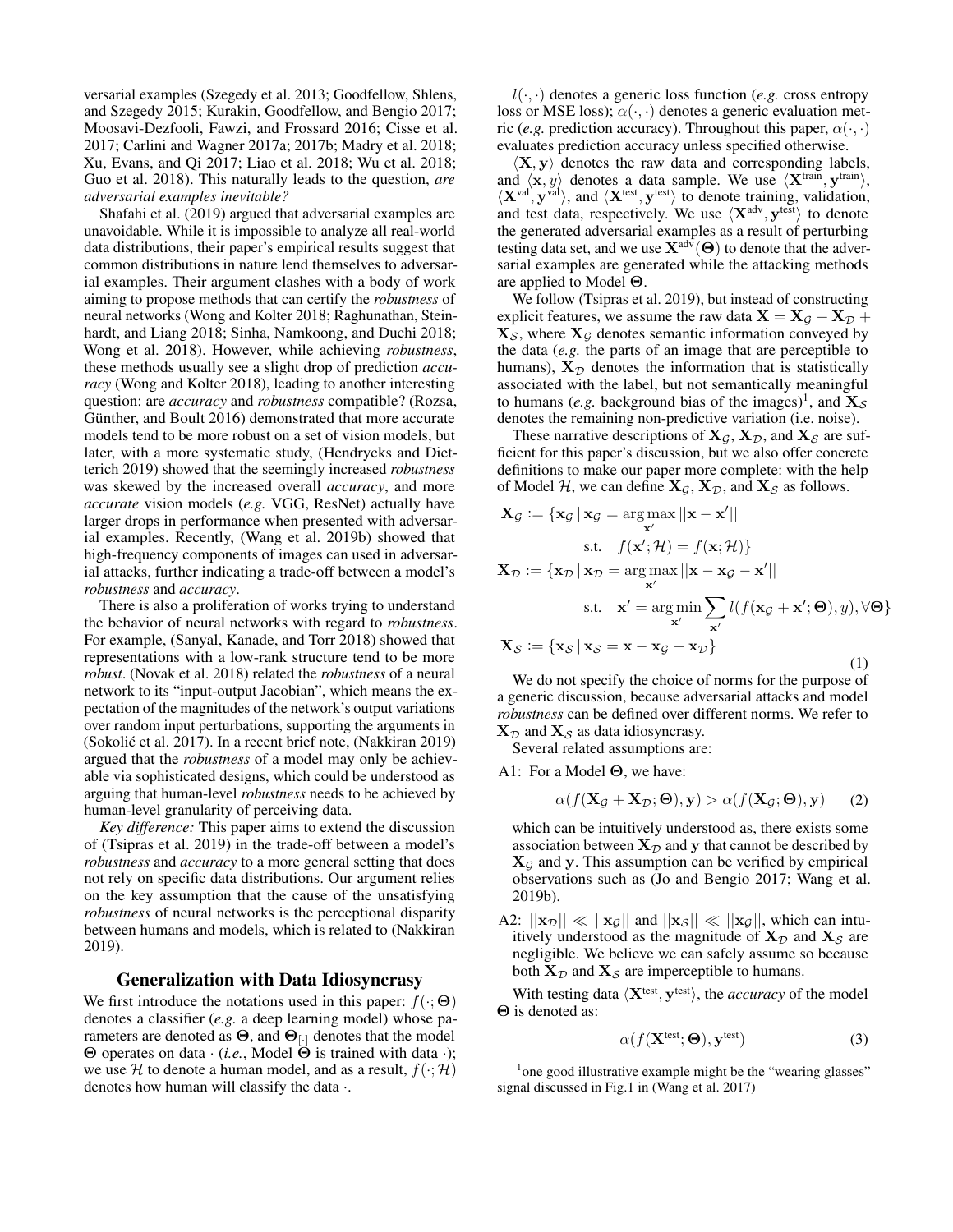versarial examples (Szegedy et al. 2013; Goodfellow, Shlens, and Szegedy 2015; Kurakin, Goodfellow, and Bengio 2017; Moosavi-Dezfooli, Fawzi, and Frossard 2016; Cisse et al. 2017; Carlini and Wagner 2017a; 2017b; Madry et al. 2018; Xu, Evans, and Qi 2017; Liao et al. 2018; Wu et al. 2018; Guo et al. 2018). This naturally leads to the question, *are adversarial examples inevitable?*

Shafahi et al. (2019) argued that adversarial examples are unavoidable. While it is impossible to analyze all real-world data distributions, their paper's empirical results suggest that common distributions in nature lend themselves to adversarial examples. Their argument clashes with a body of work aiming to propose methods that can certify the *robustness* of neural networks (Wong and Kolter 2018; Raghunathan, Steinhardt, and Liang 2018; Sinha, Namkoong, and Duchi 2018; Wong et al. 2018). However, while achieving *robustness*, these methods usually see a slight drop of prediction *accuracy* (Wong and Kolter 2018), leading to another interesting question: are *accuracy* and *robustness* compatible? (Rozsa, Günther, and Boult 2016) demonstrated that more accurate models tend to be more robust on a set of vision models, but later, with a more systematic study, (Hendrycks and Dietterich 2019) showed that the seemingly increased *robustness* was skewed by the increased overall *accuracy*, and more *accurate* vision models (*e.g.* VGG, ResNet) actually have larger drops in performance when presented with adversarial examples. Recently, (Wang et al. 2019b) showed that high-frequency components of images can used in adversarial attacks, further indicating a trade-off between a model's *robustness* and *accuracy*.

There is also a proliferation of works trying to understand the behavior of neural networks with regard to *robustness*. For example, (Sanyal, Kanade, and Torr 2018) showed that representations with a low-rank structure tend to be more *robust*. (Novak et al. 2018) related the *robustness* of a neural network to its "input-output Jacobian", which means the expectation of the magnitudes of the network's output variations over random input perturbations, supporting the arguments in (Sokolić et al. 2017). In a recent brief note, (Nakkiran 2019) argued that the *robustness* of a model may only be achievable via sophisticated designs, which could be understood as arguing that human-level *robustness* needs to be achieved by human-level granularity of perceiving data.

*Key difference:* This paper aims to extend the discussion of (Tsipras et al. 2019) in the trade-off between a model's *robustness* and *accuracy* to a more general setting that does not rely on specific data distributions. Our argument relies on the key assumption that the cause of the unsatisfying *robustness* of neural networks is the perceptional disparity between humans and models, which is related to (Nakkiran 2019).

## Generalization with Data Idiosyncrasy

We first introduce the notations used in this paper: $f(\cdot;\mathbf{\Theta})$ denotes a classifier (*e.g.* a deep learning model) whose parameters are denoted as $\mathbf{\Theta}$, and $\mathbf{\Theta}_{[\cdot]}$ denotes that the model $\mathbf{\Theta}$ operates on data $\cdot$ (*i.e.*, Model $\mathbf{\Theta}$ is trained with data $\cdot$); we use $\mathcal{H}$ to denote a human model, and as a result, $f(\cdot;\mathcal{H})$ denotes how human will classify the data $\cdot$.

$l(\cdot,\cdot)$ denotes a generic loss function (*e.g.* cross entropy loss or MSE loss); $\alpha(\cdot,\cdot)$ denotes a generic evaluation metric (*e.g.* prediction accuracy). Throughout this paper, $\alpha(\cdot,\cdot)$ evaluates prediction accuracy unless specified otherwise.

$\langle \mathbf{X}, \mathbf{y}\rangle$ denotes the raw data and corresponding labels, and $\langle \mathbf{x}, y\rangle$ denotes a data sample. We use $\langle \mathbf{X}^{\text{train}}, \mathbf{y}^{\text{train}}\rangle$, $\langle \mathbf{X}^{\text{val}}, \mathbf{y}^{\text{val}}\rangle$, and $\langle \mathbf{X}^{\text{test}}, \mathbf{y}^{\text{test}}\rangle$ to denote training, validation, and test data, respectively. We use $\langle \mathbf{X}^{\text{adv}}, \mathbf{y}^{\text{test}}\rangle$ to denote the generated adversarial examples as a result of perturbing testing data set, and we use $\mathbf{X}^{\text{adv}}(\mathbf{\Theta})$ to denote that the adversarial examples are generated while the attacking methods are applied to Model $\mathbf{\Theta}$.

We follow (Tsipras et al. 2019), but instead of constructing explicit features, we assume the raw data $\mathbf{X} = \mathbf{X}_\mathcal{G} + \mathbf{X}_\mathcal{D} + \mathbf{X}_\mathcal{S}$, where $\mathbf{X}_\mathcal{G}$ denotes semantic information conveyed by the data (*e.g.* the parts of an image that are perceptible to humans), $\mathbf{X}_\mathcal{D}$ denotes the information that is statistically associated with the label, but not semantically meaningful to humans (*e.g.* background bias of the images)[1], and $\mathbf{X}_\mathcal{S}$ denotes the remaining non-predictive variation (i.e. noise).

These narrative descriptions of $\mathbf{X}_\mathcal{G}$, $\mathbf{X}_\mathcal{D}$, and $\mathbf{X}_\mathcal{S}$ are sufficient for this paper's discussion, but we also offer concrete definitions to make our paper more complete: with the help of Model $\mathcal{H}$, we can define $\mathbf{X}_\mathcal{G}$, $\mathbf{X}_\mathcal{D}$, and $\mathbf{X}_\mathcal{S}$ as follows.

$$
\begin{aligned}
\mathbf{X}_\mathcal{G} &:= \{\mathbf{x}_\mathcal{G} \,|\, \mathbf{x}_\mathcal{G} = \arg\max_{\mathbf{x}'} ||\mathbf{x} - \mathbf{x}'|| \\
&\qquad \text{s.t.} \quad f(\mathbf{x}';\mathcal{H}) = f(\mathbf{x};\mathcal{H})\} \\
\mathbf{X}_\mathcal{D} &:= \{\mathbf{x}_\mathcal{D} \,|\, \mathbf{x}_\mathcal{D} = \arg\max_{\mathbf{x}'} ||\mathbf{x} - \mathbf{x}_\mathcal{G} - \mathbf{x}'|| \\
&\qquad \text{s.t.} \quad \mathbf{x}' = \arg\min_{\mathbf{x}'} \sum_{\mathbf{x}'} l(f(\mathbf{x}_\mathcal{G} + \mathbf{x}';\mathbf{\Theta}), y), \forall \mathbf{\Theta}\} \\
\mathbf{X}_\mathcal{S} &:= \{\mathbf{x}_\mathcal{S} \,|\, \mathbf{x}_\mathcal{S} = \mathbf{x} - \mathbf{x}_\mathcal{G} - \mathbf{x}_\mathcal{D}\}
\end{aligned} \tag{1}
$$

We do not specify the choice of norms for the purpose of a generic discussion, because adversarial attacks and model *robustness* can be defined over different norms. We refer to $\mathbf{X}_\mathcal{D}$ and $\mathbf{X}_\mathcal{S}$ as data idiosyncrasy.

Several related assumptions are:

A1: For a Model $\mathbf{\Theta}$, we have:

$$
\alpha(f(\mathbf{X}_\mathcal{G} + \mathbf{X}_\mathcal{D};\mathbf{\Theta}), \mathbf{y}) > \alpha(f(\mathbf{X}_\mathcal{G};\mathbf{\Theta}), \mathbf{y}) \tag{2}
$$

which can be intuitively understood as, there exists some association between $\mathbf{X}_\mathcal{D}$ and $\mathbf{y}$ that cannot be described by $\mathbf{X}_\mathcal{G}$ and $\mathbf{y}$. This assumption can be verified by empirical observations such as (Jo and Bengio 2017; Wang et al. 2019b).

A2: $||\mathbf{x}_\mathcal{D}|| \ll ||\mathbf{x}_\mathcal{G}||$ and $||\mathbf{x}_\mathcal{S}|| \ll ||\mathbf{x}_\mathcal{G}||$, which can intuitively understood as the magnitude of $\mathbf{X}_\mathcal{D}$ and $\mathbf{X}_\mathcal{S}$ are negligible. We believe we can safely assume so because both $\mathbf{X}_\mathcal{D}$ and $\mathbf{X}_\mathcal{S}$ are imperceptible to humans.

With testing data $\langle \mathbf{X}^{\text{test}}, \mathbf{y}^{\text{test}}\rangle$, the *accuracy* of the model $\mathbf{\Theta}$ is denoted as:

$$
\alpha(f(\mathbf{X}^{\text{test}};\mathbf{\Theta}), \mathbf{y}^{\text{test}}) \tag{3}
$$

[1] one good illustrative example might be the "wearing glasses" signal discussed in Fig.1 in (Wang et al. 2017)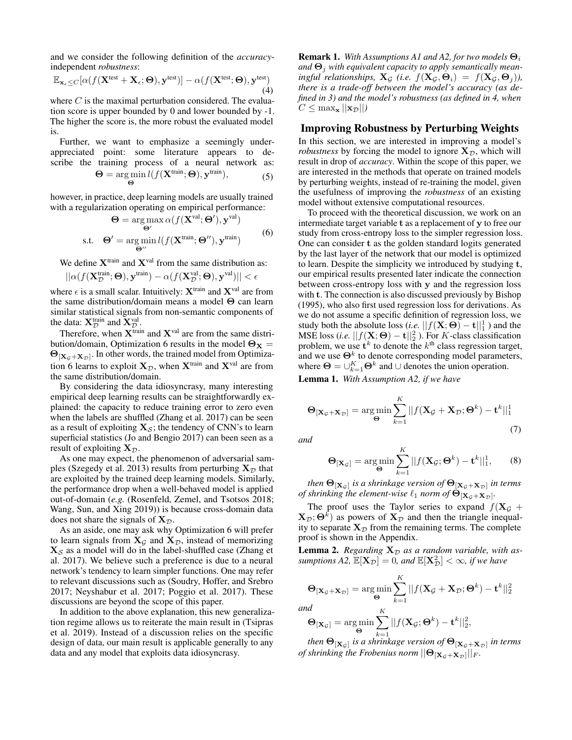and we consider the following definition of the *accuracy*-independent *robustness*:

$$\mathbb{E}_{\mathbf{x}_\epsilon \leq C}[\alpha(f(\mathbf{X}^{\text{test}} + \mathbf{X}_\epsilon; \mathbf{\Theta}), \mathbf{y}^{\text{test}})] - \alpha(f(\mathbf{X}^{\text{test}}; \mathbf{\Theta}), \mathbf{y}^{\text{test}}) \tag{4}$$

where $C$ is the maximal perturbation considered. The evaluation score is upper bounded by 0 and lower bounded by -1. The higher the score is, the more robust the evaluated model is.

Further, we want to emphasize a seemingly under-appreciated point: some literature appears to describe the training process of a neural network as:

$$\mathbf{\Theta} = \arg\min_{\mathbf{\Theta}} l(f(\mathbf{X}^{\text{train}}; \mathbf{\Theta}), \mathbf{y}^{\text{train}}), \tag{5}$$

however, in practice, deep learning models are usually trained with a regularization operating on empirical performance:

$$\begin{aligned} \mathbf{\Theta} &= \arg\max_{\mathbf{\Theta}'} \alpha(f(\mathbf{X}^{\text{val}}; \mathbf{\Theta}'), \mathbf{y}^{\text{val}}) \\ \text{s.t.} \quad \mathbf{\Theta}' &= \arg\min_{\mathbf{\Theta}''} l(f(\mathbf{X}^{\text{train}}; \mathbf{\Theta}''), \mathbf{y}^{\text{train}}) \end{aligned} \tag{6}$$

We define $\mathbf{X}^{\text{train}}$ and $\mathbf{X}^{\text{val}}$ from the same distribution as:

$$||\alpha(f(\mathbf{X}_{\mathcal{D}}^{\text{train}}; \mathbf{\Theta}), \mathbf{y}^{\text{train}}) - \alpha(f(\mathbf{X}_{\mathcal{D}}^{\text{val}}; \mathbf{\Theta}), \mathbf{y}^{\text{val}})|| < \epsilon$$

where $\epsilon$ is a small scalar. Intuitively: $\mathbf{X}^{\text{train}}$ and $\mathbf{X}^{\text{val}}$ are from the same distribution/domain means a model $\mathbf{\Theta}$ can learn similar statistical signals from non-semantic components of the data: $\mathbf{X}_{\mathcal{D}}^{\text{train}}$ and $\mathbf{X}_{\mathcal{D}}^{\text{val}}$.

Therefore, when $\mathbf{X}^{\text{train}}$ and $\mathbf{X}^{\text{val}}$ are from the same distribution/domain, Optimization 6 results in the model $\mathbf{\Theta}_{\mathbf{X}} = \mathbf{\Theta}_{[\mathbf{X}_{\mathcal{G}}+\mathbf{X}_{\mathcal{D}}]}$. In other words, the trained model from Optimization 6 learns to exploit $\mathbf{X}_{\mathcal{D}}$, when $\mathbf{X}^{\text{train}}$ and $\mathbf{X}^{\text{val}}$ are from the same distribution/domain.

By considering the data idiosyncrasy, many interesting empirical deep learning results can be straightforwardly explained: the capacity to reduce training error to zero even when the labels are shuffled (Zhang et al. 2017) can be seen as a result of exploiting $\mathbf{X}_{\mathcal{S}}$; the tendency of CNN's to learn superficial statistics (Jo and Bengio 2017) can been seen as a result of exploiting $\mathbf{X}_{\mathcal{D}}$.

As one may expect, the phenomenon of adversarial samples (Szegedy et al. 2013) results from perturbing $\mathbf{X}_{\mathcal{D}}$ that are exploited by the trained deep learning models. Similarly, the performance drop when a well-behaved model is applied out-of-domain (*e.g.* (Rosenfeld, Zemel, and Tsotsos 2018; Wang, Sun, and Xing 2019)) is because cross-domain data does not share the signals of $\mathbf{X}_{\mathcal{D}}$.

As an aside, one may ask why Optimization 6 will prefer to learn signals from $\mathbf{X}_{\mathcal{G}}$ and $\mathbf{X}_{\mathcal{D}}$, instead of memorizing $\mathbf{X}_{\mathcal{S}}$ as a model will do in the label-shuffled case (Zhang et al. 2017). We believe such a preference is due to a neural network's tendency to learn simpler functions. One may refer to relevant discussions such as (Soudry, Hoffer, and Srebro 2017; Neyshabur et al. 2017; Poggio et al. 2017). These discussions are beyond the scope of this paper.

In addition to the above explanation, this new generalization regime allows us to reiterate the main result in (Tsipras et al. 2019). Instead of a discussion relies on the specific design of data, our main result is applicable generally to any data and any model that exploits data idiosyncrasy.

**Remark 1.** *With Assumptions A1 and A2, for two models $\mathbf{\Theta}_i$ and $\mathbf{\Theta}_j$ with equivalent capacity to apply semantically meaningful relationships, $\mathbf{X}_{\mathcal{G}}$ (i.e. $f(\mathbf{X}_{\mathcal{G}}, \mathbf{\Theta}_i) = f(\mathbf{X}_{\mathcal{G}}, \mathbf{\Theta}_j)$), there is a trade-off between the model's accuracy (as defined in 3) and the model's robustness (as defined in 4, when $C \leq \max_{\mathbf{x}} ||\mathbf{x}_{\mathcal{D}}||$)*

## Improving Robustness by Perturbing Weights

In this section, we are interested in improving a model's *robustness* by forcing the model to ignore $\mathbf{X}_{\mathcal{D}}$, which will result in drop of *accuracy*. Within the scope of this paper, we are interested in the methods that operate on trained models by perturbing weights, instead of re-training the model, given the usefulness of improving the *robustness* of an existing model without extensive computational resources.

To proceed with the theoretical discussion, we work on an intermediate target variable $\mathbf{t}$ as a replacement of $\mathbf{y}$ to free our study from cross-entropy loss to the simpler regression loss. One can consider $\mathbf{t}$ as the golden standard logits generated by the last layer of the network that our model is optimized to learn. Despite the simplicity we introduced by studying $\mathbf{t}$, our empirical results presented later indicate the connection between cross-entropy loss with $\mathbf{y}$ and the regression loss with $\mathbf{t}$. The connection is also discussed previously by Bishop (1995), who also first used regression loss for derivations. As we do not assume a specific definition of regression loss, we study both the absolute loss (*i.e.* $||f(\mathbf{X}; \mathbf{\Theta}) - \mathbf{t}||_1^1$ ) and the MSE loss (*i.e.* $||f(\mathbf{X}; \mathbf{\Theta}) - \mathbf{t}||_2^2$ ). For $K$-class classification problem, we use $\mathbf{t}^k$ to denote the $k^{\text{th}}$ class regression target, and we use $\mathbf{\Theta}^k$ to denote corresponding model parameters, where $\mathbf{\Theta} = \cup_{k=1}^K \mathbf{\Theta}^k$ and $\cup$ denotes the union operation.

**Lemma 1.** *With Assumption A2, if we have*

$$\mathbf{\Theta}_{[\mathbf{X}_{\mathcal{G}}+\mathbf{X}_{\mathcal{D}}]} = \arg\min_{\mathbf{\Theta}} \sum_{k=1}^K ||f(\mathbf{X}_{\mathcal{G}} + \mathbf{X}_{\mathcal{D}}; \mathbf{\Theta}^k) - \mathbf{t}^k||_1^1 \tag{7}$$

*and*

$$\mathbf{\Theta}_{[\mathbf{X}_{\mathcal{G}}]} = \arg\min_{\mathbf{\Theta}} \sum_{k=1}^K ||f(\mathbf{X}_{\mathcal{G}}; \mathbf{\Theta}^k) - \mathbf{t}^k||_1^1, \tag{8}$$

*then $\mathbf{\Theta}_{[\mathbf{X}_{\mathcal{G}}]}$ is a shrinkage version of $\mathbf{\Theta}_{[\mathbf{X}_{\mathcal{G}}+\mathbf{X}_{\mathcal{D}}]}$ in terms of shrinking the element-wise $\ell_1$ norm of $\mathbf{\Theta}_{[\mathbf{X}_{\mathcal{G}}+\mathbf{X}_{\mathcal{D}}]}$.*

The proof uses the Taylor series to expand $f(\mathbf{X}_{\mathcal{G}} + \mathbf{X}_{\mathcal{D}}; \mathbf{\Theta}^k)$ as powers of $\mathbf{X}_{\mathcal{D}}$ and then the triangle inequality to separate $\mathbf{X}_{\mathcal{D}}$ from the remaining terms. The complete proof is shown in the Appendix.

**Lemma 2.** *Regarding $\mathbf{X}_{\mathcal{D}}$ as a random variable, with assumptions A2, $\mathbb{E}[\mathbf{X}_{\mathcal{D}}] = 0$, and $\mathbb{E}[\mathbf{X}_{\mathcal{D}}^2] < \infty$, if we have*

$$\mathbf{\Theta}_{[\mathbf{X}_{\mathcal{G}}+\mathbf{X}_{\mathcal{D}}]} = \arg\min_{\mathbf{\Theta}} \sum_{k=1}^K ||f(\mathbf{X}_{\mathcal{G}} + \mathbf{X}_{\mathcal{D}}; \mathbf{\Theta}^k) - \mathbf{t}^k||_2^2$$

*and*

$$\mathbf{\Theta}_{[\mathbf{X}_{\mathcal{G}}]} = \arg\min_{\mathbf{\Theta}} \sum_{k=1}^K ||f(\mathbf{X}_{\mathcal{G}}; \mathbf{\Theta}^k) - \mathbf{t}^k||_2^2,$$

*then $\mathbf{\Theta}_{[\mathbf{X}_{\mathcal{G}}]}$ is a shrinkage version of $\mathbf{\Theta}_{[\mathbf{X}_{\mathcal{G}}+\mathbf{X}_{\mathcal{D}}]}$ in terms of shrinking the Frobenius norm $||\mathbf{\Theta}_{[\mathbf{X}_{\mathcal{G}}+\mathbf{X}_{\mathcal{D}}]}||_F$.*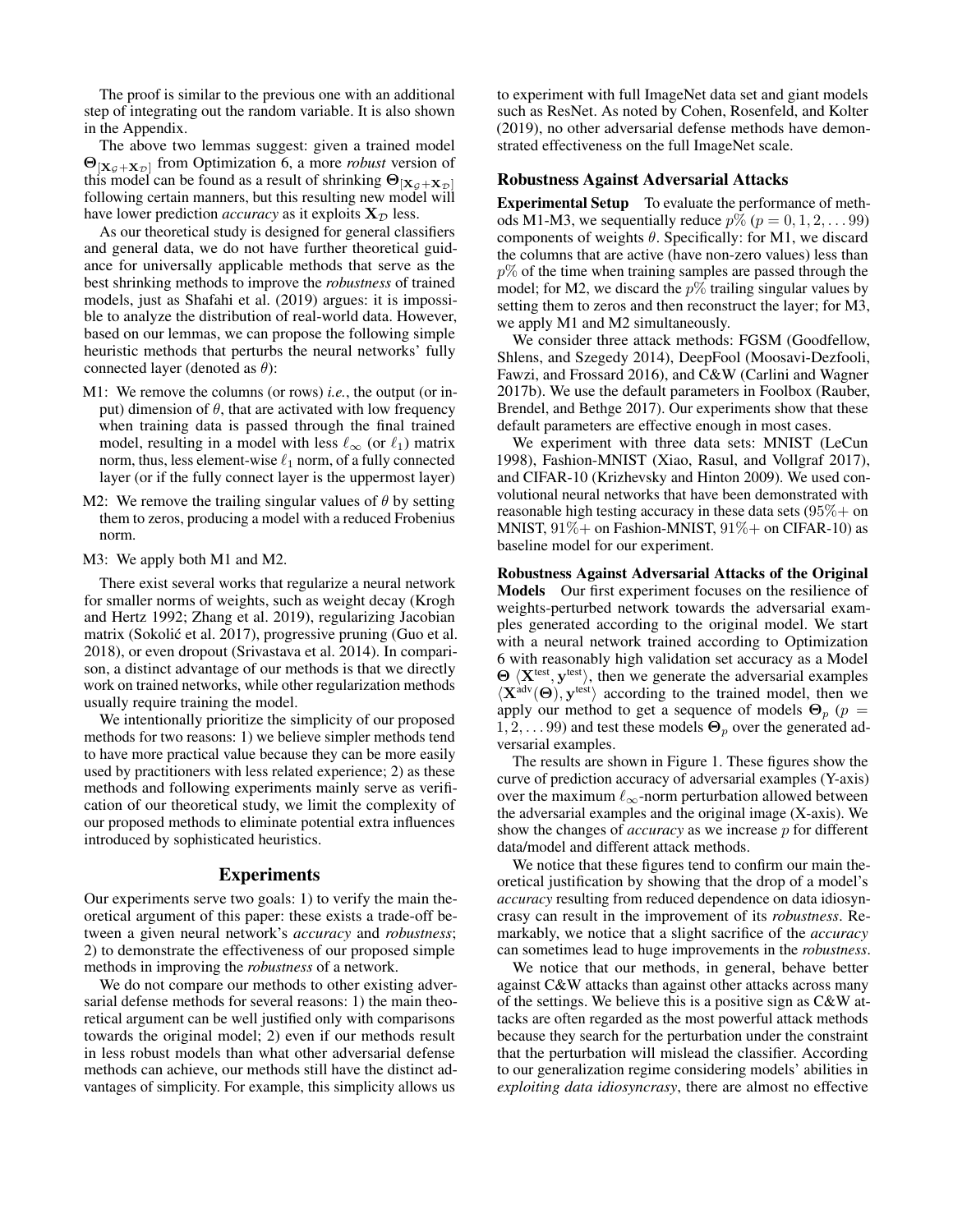The proof is similar to the previous one with an additional step of integrating out the random variable. It is also shown in the Appendix.

The above two lemmas suggest: given a trained model $\mathbf{\Theta}_{[\mathbf{X}_\mathcal{G}+\mathbf{X}_\mathcal{D}]}$ from Optimization 6, a more *robust* version of this model can be found as a result of shrinking $\mathbf{\Theta}_{[\mathbf{X}_\mathcal{G}+\mathbf{X}_\mathcal{D}]}$ following certain manners, but this resulting new model will have lower prediction *accuracy* as it exploits $\mathbf{X}_\mathcal{D}$ less.

As our theoretical study is designed for general classifiers and general data, we do not have further theoretical guidance for universally applicable methods that serve as the best shrinking methods to improve the *robustness* of trained models, just as Shafahi et al. (2019) argues: it is impossible to analyze the distribution of real-world data. However, based on our lemmas, we can propose the following simple heuristic methods that perturbs the neural networks' fully connected layer (denoted as $\theta$):

- M1: We remove the columns (or rows) *i.e.*, the output (or input) dimension of $\theta$, that are activated with low frequency when training data is passed through the final trained model, resulting in a model with less $\ell_\infty$ (or $\ell_1$) matrix norm, thus, less element-wise $\ell_1$ norm, of a fully connected layer (or if the fully connect layer is the uppermost layer)
- M2: We remove the trailing singular values of $\theta$ by setting them to zeros, producing a model with a reduced Frobenius norm.
- M3: We apply both M1 and M2.

There exist several works that regularize a neural network for smaller norms of weights, such as weight decay (Krogh and Hertz 1992; Zhang et al. 2019), regularizing Jacobian matrix (Sokolić et al. 2017), progressive pruning (Guo et al. 2018), or even dropout (Srivastava et al. 2014). In comparison, a distinct advantage of our methods is that we directly work on trained networks, while other regularization methods usually require training the model.

We intentionally prioritize the simplicity of our proposed methods for two reasons: 1) we believe simpler methods tend to have more practical value because they can be more easily used by practitioners with less related experience; 2) as these methods and following experiments mainly serve as verification of our theoretical study, we limit the complexity of our proposed methods to eliminate potential extra influences introduced by sophisticated heuristics.

## Experiments

Our experiments serve two goals: 1) to verify the main theoretical argument of this paper: these exists a trade-off between a given neural network's *accuracy* and *robustness*; 2) to demonstrate the effectiveness of our proposed simple methods in improving the *robustness* of a network.

We do not compare our methods to other existing adversarial defense methods for several reasons: 1) the main theoretical argument can be well justified only with comparisons towards the original model; 2) even if our methods result in less robust models than what other adversarial defense methods can achieve, our methods still have the distinct advantages of simplicity. For example, this simplicity allows us to experiment with full ImageNet data set and giant models such as ResNet. As noted by Cohen, Rosenfeld, and Kolter (2019), no other adversarial defense methods have demonstrated effectiveness on the full ImageNet scale.

### Robustness Against Adversarial Attacks

**Experimental Setup** To evaluate the performance of methods M1-M3, we sequentially reduce $p\%$ ($p = 0, 1, 2, \dots 99$) components of weights $\theta$. Specifically: for M1, we discard the columns that are active (have non-zero values) less than $p\%$ of the time when training samples are passed through the model; for M2, we discard the $p\%$ trailing singular values by setting them to zeros and then reconstruct the layer; for M3, we apply M1 and M2 simultaneously.

We consider three attack methods: FGSM (Goodfellow, Shlens, and Szegedy 2014), DeepFool (Moosavi-Dezfooli, Fawzi, and Frossard 2016), and C&W (Carlini and Wagner 2017b). We use the default parameters in Foolbox (Rauber, Brendel, and Bethge 2017). Our experiments show that these default parameters are effective enough in most cases.

We experiment with three data sets: MNIST (LeCun 1998), Fashion-MNIST (Xiao, Rasul, and Vollgraf 2017), and CIFAR-10 (Krizhevsky and Hinton 2009). We used convolutional neural networks that have been demonstrated with reasonable high testing accuracy in these data sets ($95\%+$ on MNIST, $91\%+$ on Fashion-MNIST, $91\%+$ on CIFAR-10) as baseline model for our experiment.

**Robustness Against Adversarial Attacks of the Original Models** Our first experiment focuses on the resilience of weights-perturbed network towards the adversarial examples generated according to the original model. We start with a neural network trained according to Optimization 6 with reasonably high validation set accuracy as a Model $\mathbf{\Theta}$ $\langle \mathbf{X}^{\text{test}}, \mathbf{y}^{\text{test}} \rangle$, then we generate the adversarial examples $\langle \mathbf{X}^{\text{adv}}(\mathbf{\Theta}), \mathbf{y}^{\text{test}} \rangle$ according to the trained model, then we apply our method to get a sequence of models $\mathbf{\Theta}_p$ ($p = 1, 2, \dots 99$) and test these models $\mathbf{\Theta}_p$ over the generated adversarial examples.

The results are shown in Figure 1. These figures show the curve of prediction accuracy of adversarial examples (Y-axis) over the maximum $\ell_\infty$-norm perturbation allowed between the adversarial examples and the original image (X-axis). We show the changes of *accuracy* as we increase $p$ for different data/model and different attack methods.

We notice that these figures tend to confirm our main theoretical justification by showing that the drop of a model's *accuracy* resulting from reduced dependence on data idiosyncrasy can result in the improvement of its *robustness*. Remarkably, we notice that a slight sacrifice of the *accuracy* can sometimes lead to huge improvements in the *robustness*.

We notice that our methods, in general, behave better against C&W attacks than against other attacks across many of the settings. We believe this is a positive sign as C&W attacks are often regarded as the most powerful attack methods because they search for the perturbation under the constraint that the perturbation will mislead the classifier. According to our generalization regime considering models' abilities in *exploiting data idiosyncrasy*, there are almost no effective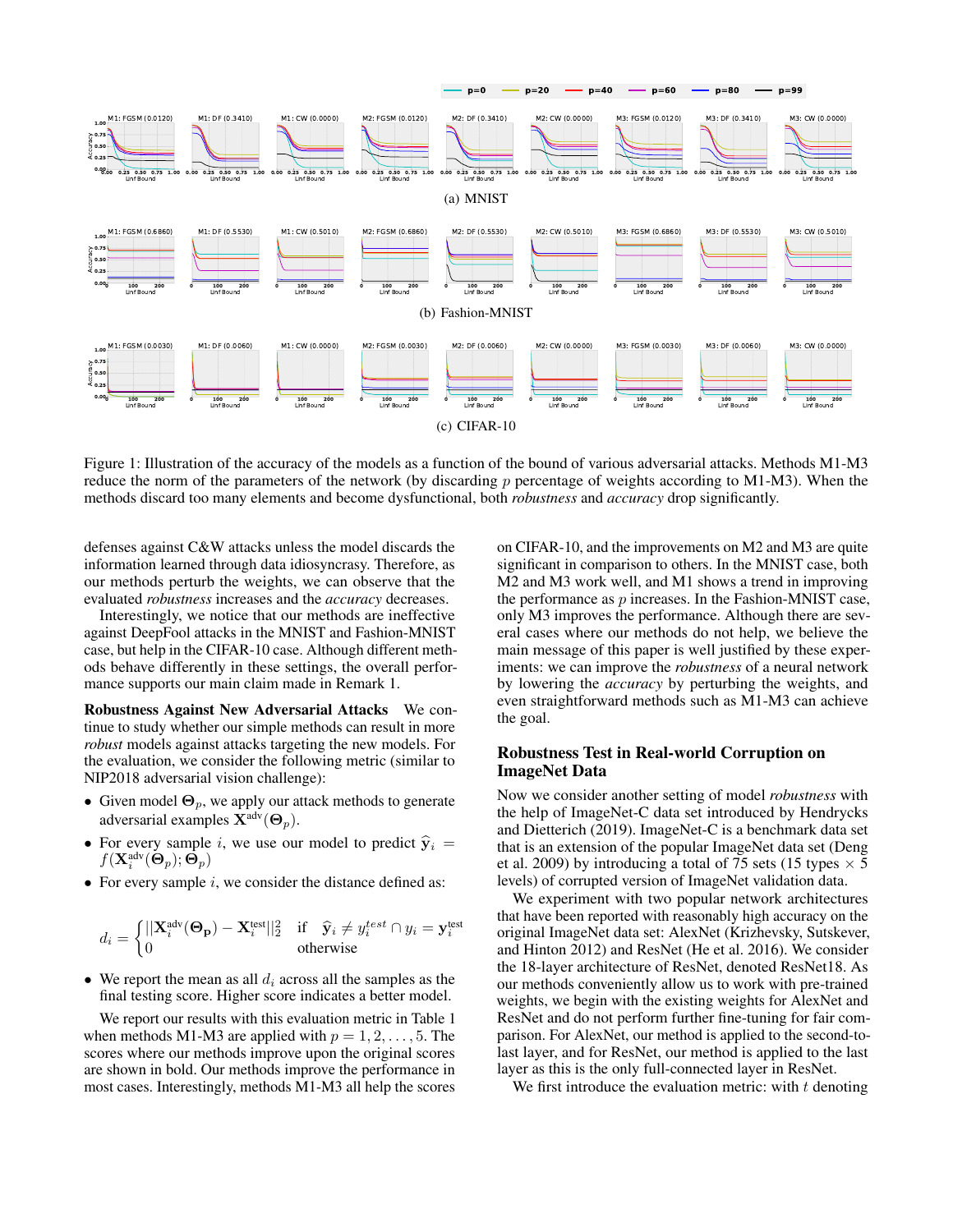Figure 1: Illustration of the accuracy of the models as a function of the bound of various adversarial attacks. Methods M1-M3 reduce the norm of the parameters of the network (by discarding $p$ percentage of weights according to M1-M3). When the methods discard too many elements and become dysfunctional, both *robustness* and *accuracy* drop significantly.

defenses against C&W attacks unless the model discards the information learned through data idiosyncrasy. Therefore, as our methods perturb the weights, we can observe that the evaluated *robustness* increases and the *accuracy* decreases.

Interestingly, we notice that our methods are ineffective against DeepFool attacks in the MNIST and Fashion-MNIST case, but help in the CIFAR-10 case. Although different methods behave differently in these settings, the overall performance supports our main claim made in Remark 1.

**Robustness Against New Adversarial Attacks** We continue to study whether our simple methods can result in more *robust* models against attacks targeting the new models. For the evaluation, we consider the following metric (similar to NIP2018 adversarial vision challenge):

- Given model $\mathbf{\Theta}_p$, we apply our attack methods to generate adversarial examples $\mathbf{X}^{\text{adv}}(\mathbf{\Theta}_p)$.
- For every sample $i$, we use our model to predict $\widehat{\mathbf{y}}_i = f(\mathbf{X}_i^{\text{adv}}(\mathbf{\Theta}_p); \mathbf{\Theta}_p)$
- For every sample $i$, we consider the distance defined as:

$$d_i = \begin{cases} ||\mathbf{X}_i^{\text{adv}}(\mathbf{\Theta_p}) - \mathbf{X}_i^{\text{test}}||_2^2 & \text{if} \quad \widehat{\mathbf{y}}_i \neq y_i^{test} \cap y_i = \mathbf{y}_i^{\text{test}} \\ 0 & \text{otherwise} \end{cases}$$

- We report the mean as all $d_i$ across all the samples as the final testing score. Higher score indicates a better model.

We report our results with this evaluation metric in Table 1 when methods M1-M3 are applied with $p = 1, 2, \ldots, 5$. The scores where our methods improve upon the original scores are shown in bold. Our methods improve the performance in most cases. Interestingly, methods M1-M3 all help the scores on CIFAR-10, and the improvements on M2 and M3 are quite significant in comparison to others. In the MNIST case, both M2 and M3 work well, and M1 shows a trend in improving the performance as $p$ increases. In the Fashion-MNIST case, only M3 improves the performance. Although there are several cases where our methods do not help, we believe the main message of this paper is well justified by these experiments: we can improve the *robustness* of a neural network by lowering the *accuracy* by perturbing the weights, and even straightforward methods such as M1-M3 can achieve the goal.

## Robustness Test in Real-world Corruption on ImageNet Data

Now we consider another setting of model *robustness* with the help of ImageNet-C data set introduced by Hendrycks and Dietterich (2019). ImageNet-C is a benchmark data set that is an extension of the popular ImageNet data set (Deng et al. 2009) by introducing a total of 75 sets (15 types × 5 levels) of corrupted version of ImageNet validation data.

We experiment with two popular network architectures that have been reported with reasonably high accuracy on the original ImageNet data set: AlexNet (Krizhevsky, Sutskever, and Hinton 2012) and ResNet (He et al. 2016). We consider the 18-layer architecture of ResNet, denoted ResNet18. As our methods conveniently allow us to work with pre-trained weights, we begin with the existing weights for AlexNet and ResNet and do not perform further fine-tuning for fair comparison. For AlexNet, our method is applied to the second-to-last layer, and for ResNet, our method is applied to the last layer as this is the only full-connected layer in ResNet.

We first introduce the evaluation metric: with $t$ denoting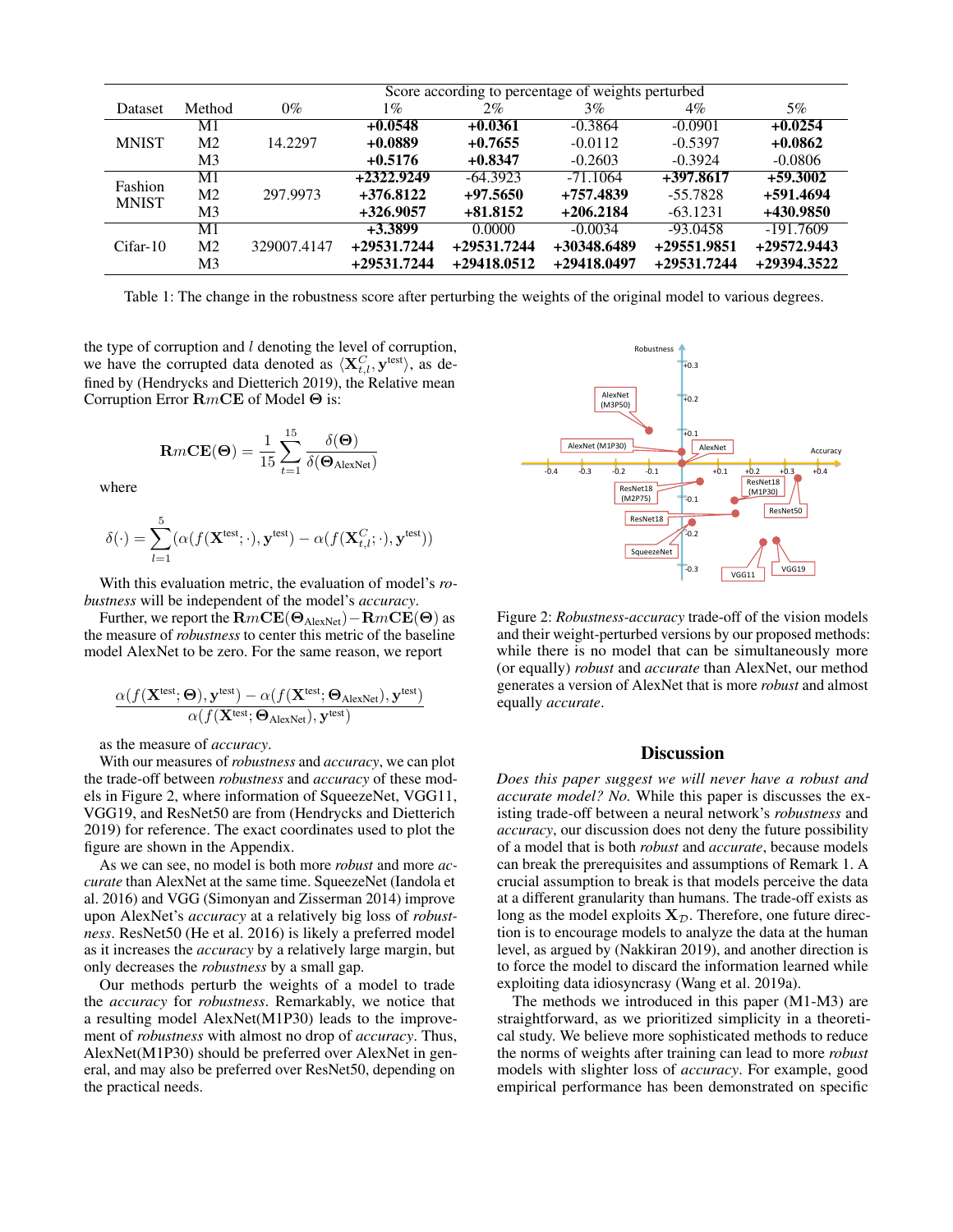| Dataset | Method | Score according to percentage of weights perturbed | | | | | |
|---|---|---|---|---|---|---|---|
| | | 0% | 1% | 2% | 3% | 4% | 5% |
| MNIST | M1 | 14.2297 | **+0.0548** | **+0.0361** | -0.3864 | -0.0901 | **+0.0254** |
| | M2 | | **+0.0889** | **+0.7655** | -0.0112 | -0.5397 | **+0.0862** |
| | M3 | | **+0.5176** | **+0.8347** | -0.2603 | -0.3924 | -0.0806 |
| Fashion MNIST | M1 | 297.9973 | **+2322.9249** | -64.3923 | -71.1064 | **+397.8617** | **+59.3002** |
| | M2 | | **+376.8122** | **+97.5650** | **+757.4839** | -55.7828 | **+591.4694** |
| | M3 | | **+326.9057** | **+81.8152** | **+206.2184** | -63.1231 | **+430.9850** |
| Cifar-10 | M1 | 329007.4147 | **+3.3899** | 0.0000 | -0.0034 | -93.0458 | -191.7609 |
| | M2 | | **+29531.7244** | **+29531.7244** | **+30348.6489** | **+29551.9851** | **+29572.9443** |
| | M3 | | **+29531.7244** | **+29418.0512** | **+29418.0497** | **+29531.7244** | **+29394.3522** |

Table 1: The change in the robustness score after perturbing the weights of the original model to various degrees.

the type of corruption and $l$ denoting the level of corruption, we have the corrupted data denoted as $\langle \mathbf{X}^C_{t,l}, \mathbf{y}^{\text{test}} \rangle$, as defined by (Hendrycks and Dietterich 2019), the Relative mean Corruption Error $\mathbf{R}m\mathbf{CE}$ of Model $\mathbf{\Theta}$ is:

$$\mathbf{R}m\mathbf{CE}(\mathbf{\Theta}) = \frac{1}{15}\sum_{t=1}^{15} \frac{\delta(\mathbf{\Theta})}{\delta(\mathbf{\Theta}_{\text{AlexNet}})}$$

where

$$\delta(\cdot) = \sum_{l=1}^{5} (\alpha(f(\mathbf{X}^{\text{test}}; \cdot), \mathbf{y}^{\text{test}}) - \alpha(f(\mathbf{X}^C_{t,l}; \cdot), \mathbf{y}^{\text{test}}))$$

With this evaluation metric, the evaluation of model's *robustness* will be independent of the model's *accuracy*.

Further, we report the $\mathbf{R}m\mathbf{CE}(\mathbf{\Theta}_{\text{AlexNet}}) - \mathbf{R}m\mathbf{CE}(\mathbf{\Theta})$ as the measure of *robustness* to center this metric of the baseline model AlexNet to be zero. For the same reason, we report

$$\frac{\alpha(f(\mathbf{X}^{\text{test}}; \mathbf{\Theta}), \mathbf{y}^{\text{test}}) - \alpha(f(\mathbf{X}^{\text{test}}; \mathbf{\Theta}_{\text{AlexNet}}), \mathbf{y}^{\text{test}})}{\alpha(f(\mathbf{X}^{\text{test}}; \mathbf{\Theta}_{\text{AlexNet}}), \mathbf{y}^{\text{test}})}$$

as the measure of *accuracy*.

With our measures of *robustness* and *accuracy*, we can plot the trade-off between *robustness* and *accuracy* of these models in Figure 2, where information of SqueezeNet, VGG11, VGG19, and ResNet50 are from (Hendrycks and Dietterich 2019) for reference. The exact coordinates used to plot the figure are shown in the Appendix.

As we can see, no model is both more *robust* and more *accurate* than AlexNet at the same time. SqueezeNet (Iandola et al. 2016) and VGG (Simonyan and Zisserman 2014) improve upon AlexNet's *accuracy* at a relatively big loss of *robustness*. ResNet50 (He et al. 2016) is likely a preferred model as it increases the *accuracy* by a relatively large margin, but only decreases the *robustness* by a small gap.

Our methods perturb the weights of a model to trade the *accuracy* for *robustness*. Remarkably, we notice that a resulting model AlexNet(M1P30) leads to the improvement of *robustness* with almost no drop of *accuracy*. Thus, AlexNet(M1P30) should be preferred over AlexNet in general, and may also be preferred over ResNet50, depending on the practical needs.

Figure 2: *Robustness-accuracy* trade-off of the vision models and their weight-perturbed versions by our proposed methods: while there is no model that can be simultaneously more (or equally) *robust* and *accurate* than AlexNet, our method generates a version of AlexNet that is more *robust* and almost equally *accurate*.

## Discussion

*Does this paper suggest we will never have a robust and accurate model? No.* While this paper is discusses the existing trade-off between a neural network's *robustness* and *accuracy*, our discussion does not deny the future possibility of a model that is both *robust* and *accurate*, because models can break the prerequisites and assumptions of Remark 1. A crucial assumption to break is that models perceive the data at a different granularity than humans. The trade-off exists as long as the model exploits $\mathbf{X}_{\mathcal{D}}$. Therefore, one future direction is to encourage models to analyze the data at the human level, as argued by (Nakkiran 2019), and another direction is to force the model to discard the information learned while exploiting data idiosyncrasy (Wang et al. 2019a).

The methods we introduced in this paper (M1-M3) are straightforward, as we prioritized simplicity in a theoretical study. We believe more sophisticated methods to reduce the norms of weights after training can lead to more *robust* models with slighter loss of *accuracy*. For example, good empirical performance has been demonstrated on specific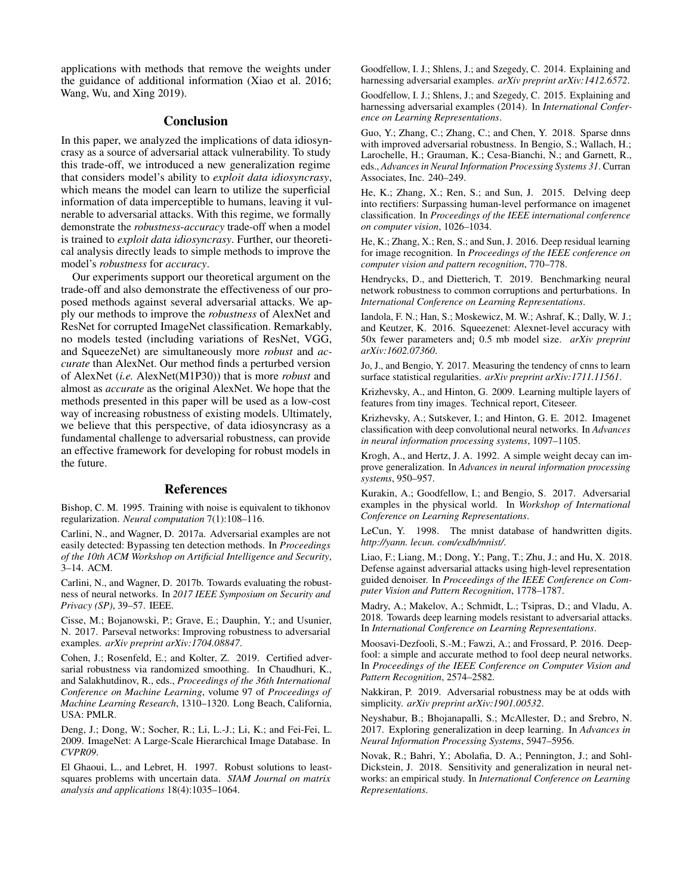applications with methods that remove the weights under the guidance of additional information (Xiao et al. 2016; Wang, Wu, and Xing 2019).

## Conclusion

In this paper, we analyzed the implications of data idiosyncrasy as a source of adversarial attack vulnerability. To study this trade-off, we introduced a new generalization regime that considers model's ability to *exploit data idiosyncrasy*, which means the model can learn to utilize the superficial information of data imperceptible to humans, leaving it vulnerable to adversarial attacks. With this regime, we formally demonstrate the *robustness-accuracy* trade-off when a model is trained to *exploit data idiosyncrasy*. Further, our theoretical analysis directly leads to simple methods to improve the model's *robustness* for *accuracy*.

Our experiments support our theoretical argument on the trade-off and also demonstrate the effectiveness of our proposed methods against several adversarial attacks. We apply our methods to improve the *robustness* of AlexNet and ResNet for corrupted ImageNet classification. Remarkably, no models tested (including variations of ResNet, VGG, and SqueezeNet) are simultaneously more *robust* and *accurate* than AlexNet. Our method finds a perturbed version of AlexNet (*i.e.* AlexNet(M1P30)) that is more *robust* and almost as *accurate* as the original AlexNet. We hope that the methods presented in this paper will be used as a low-cost way of increasing robustness of existing models. Ultimately, we believe that this perspective, of data idiosyncrasy as a fundamental challenge to adversarial robustness, can provide an effective framework for developing for robust models in the future.

## References

Bishop, C. M. 1995. Training with noise is equivalent to tikhonov regularization. *Neural computation* 7(1):108–116.

Carlini, N., and Wagner, D. 2017a. Adversarial examples are not easily detected: Bypassing ten detection methods. In *Proceedings of the 10th ACM Workshop on Artificial Intelligence and Security*, 3–14. ACM.

Carlini, N., and Wagner, D. 2017b. Towards evaluating the robustness of neural networks. In *2017 IEEE Symposium on Security and Privacy (SP)*, 39–57. IEEE.

Cisse, M.; Bojanowski, P.; Grave, E.; Dauphin, Y.; and Usunier, N. 2017. Parseval networks: Improving robustness to adversarial examples. *arXiv preprint arXiv:1704.08847*.

Cohen, J.; Rosenfeld, E.; and Kolter, Z. 2019. Certified adversarial robustness via randomized smoothing. In Chaudhuri, K., and Salakhutdinov, R., eds., *Proceedings of the 36th International Conference on Machine Learning*, volume 97 of *Proceedings of Machine Learning Research*, 1310–1320. Long Beach, California, USA: PMLR.

Deng, J.; Dong, W.; Socher, R.; Li, L.-J.; Li, K.; and Fei-Fei, L. 2009. ImageNet: A Large-Scale Hierarchical Image Database. In *CVPR09*.

El Ghaoui, L., and Lebret, H. 1997. Robust solutions to least-squares problems with uncertain data. *SIAM Journal on matrix analysis and applications* 18(4):1035–1064.

Goodfellow, I. J.; Shlens, J.; and Szegedy, C. 2014. Explaining and harnessing adversarial examples. *arXiv preprint arXiv:1412.6572*.

Goodfellow, I. J.; Shlens, J.; and Szegedy, C. 2015. Explaining and harnessing adversarial examples (2014). In *International Conference on Learning Representations*.

Guo, Y.; Zhang, C.; Zhang, C.; and Chen, Y. 2018. Sparse dnns with improved adversarial robustness. In Bengio, S.; Wallach, H.; Larochelle, H.; Grauman, K.; Cesa-Bianchi, N.; and Garnett, R., eds., *Advances in Neural Information Processing Systems 31*. Curran Associates, Inc. 240–249.

He, K.; Zhang, X.; Ren, S.; and Sun, J. 2015. Delving deep into rectifiers: Surpassing human-level performance on imagenet classification. In *Proceedings of the IEEE international conference on computer vision*, 1026–1034.

He, K.; Zhang, X.; Ren, S.; and Sun, J. 2016. Deep residual learning for image recognition. In *Proceedings of the IEEE conference on computer vision and pattern recognition*, 770–778.

Hendrycks, D., and Dietterich, T. 2019. Benchmarking neural network robustness to common corruptions and perturbations. In *International Conference on Learning Representations*.

Iandola, F. N.; Han, S.; Moskewicz, M. W.; Ashraf, K.; Dally, W. J.; and Keutzer, K. 2016. Squeezenet: Alexnet-level accuracy with 50x fewer parameters and¡ 0.5 mb model size. *arXiv preprint arXiv:1602.07360*.

Jo, J., and Bengio, Y. 2017. Measuring the tendency of cnns to learn surface statistical regularities. *arXiv preprint arXiv:1711.11561*.

Krizhevsky, A., and Hinton, G. 2009. Learning multiple layers of features from tiny images. Technical report, Citeseer.

Krizhevsky, A.; Sutskever, I.; and Hinton, G. E. 2012. Imagenet classification with deep convolutional neural networks. In *Advances in neural information processing systems*, 1097–1105.

Krogh, A., and Hertz, J. A. 1992. A simple weight decay can improve generalization. In *Advances in neural information processing systems*, 950–957.

Kurakin, A.; Goodfellow, I.; and Bengio, S. 2017. Adversarial examples in the physical world. In *Workshop of International Conference on Learning Representations*.

LeCun, Y. 1998. The mnist database of handwritten digits. *http://yann. lecun. com/exdb/mnist/*.

Liao, F.; Liang, M.; Dong, Y.; Pang, T.; Zhu, J.; and Hu, X. 2018. Defense against adversarial attacks using high-level representation guided denoiser. In *Proceedings of the IEEE Conference on Computer Vision and Pattern Recognition*, 1778–1787.

Madry, A.; Makelov, A.; Schmidt, L.; Tsipras, D.; and Vladu, A. 2018. Towards deep learning models resistant to adversarial attacks. In *International Conference on Learning Representations*.

Moosavi-Dezfooli, S.-M.; Fawzi, A.; and Frossard, P. 2016. Deepfool: a simple and accurate method to fool deep neural networks. In *Proceedings of the IEEE Conference on Computer Vision and Pattern Recognition*, 2574–2582.

Nakkiran, P. 2019. Adversarial robustness may be at odds with simplicity. *arXiv preprint arXiv:1901.00532*.

Neyshabur, B.; Bhojanapalli, S.; McAllester, D.; and Srebro, N. 2017. Exploring generalization in deep learning. In *Advances in Neural Information Processing Systems*, 5947–5956.

Novak, R.; Bahri, Y.; Abolafia, D. A.; Pennington, J.; and Sohl-Dickstein, J. 2018. Sensitivity and generalization in neural networks: an empirical study. In *International Conference on Learning Representations*.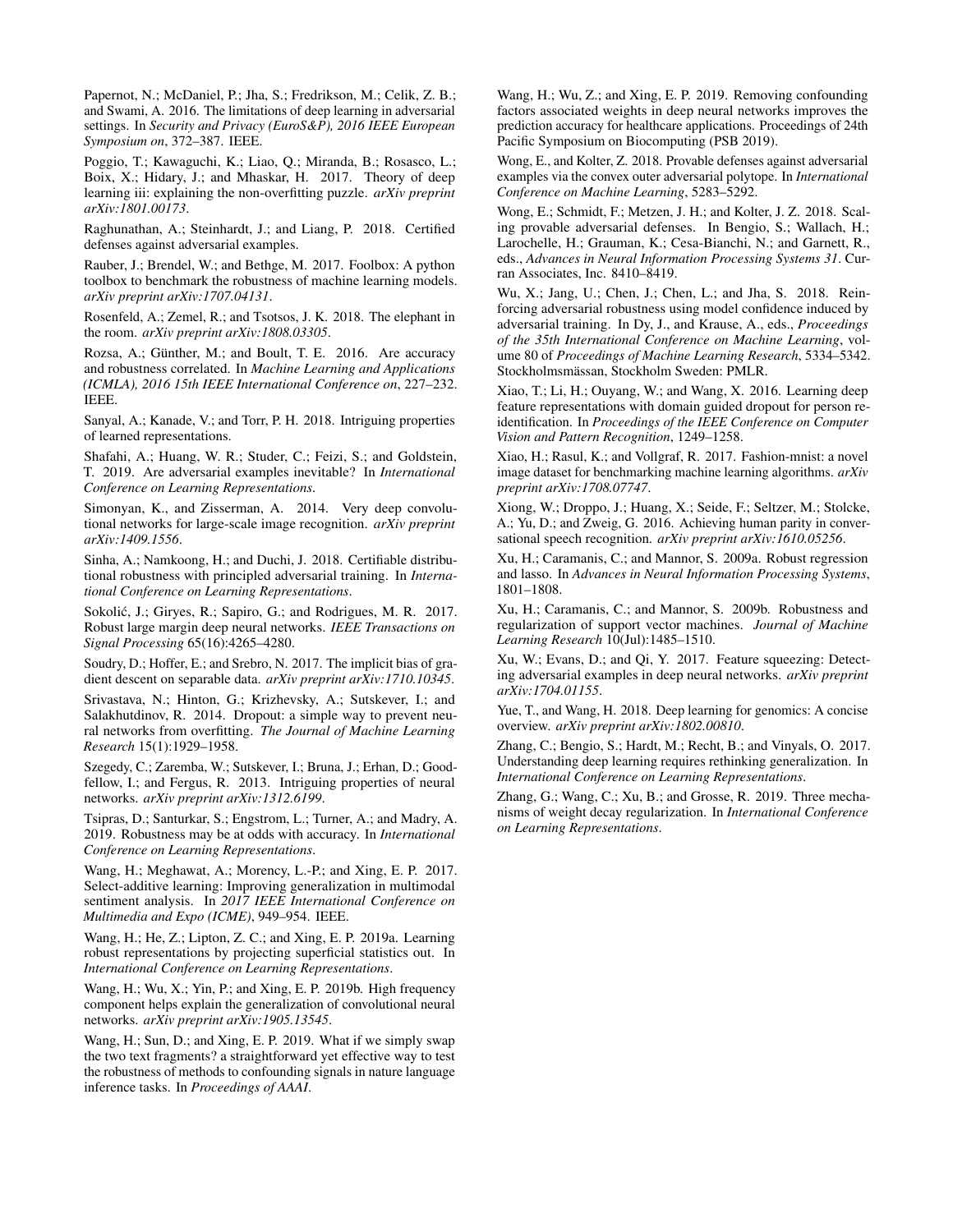Papernot, N.; McDaniel, P.; Jha, S.; Fredrikson, M.; Celik, Z. B.; and Swami, A. 2016. The limitations of deep learning in adversarial settings. In *Security and Privacy (EuroS&P), 2016 IEEE European Symposium on*, 372–387. IEEE.

Poggio, T.; Kawaguchi, K.; Liao, Q.; Miranda, B.; Rosasco, L.; Boix, X.; Hidary, J.; and Mhaskar, H. 2017. Theory of deep learning iii: explaining the non-overfitting puzzle. *arXiv preprint arXiv:1801.00173*.

Raghunathan, A.; Steinhardt, J.; and Liang, P. 2018. Certified defenses against adversarial examples.

Rauber, J.; Brendel, W.; and Bethge, M. 2017. Foolbox: A python toolbox to benchmark the robustness of machine learning models. *arXiv preprint arXiv:1707.04131*.

Rosenfeld, A.; Zemel, R.; and Tsotsos, J. K. 2018. The elephant in the room. *arXiv preprint arXiv:1808.03305*.

Rozsa, A.; Günther, M.; and Boult, T. E. 2016. Are accuracy and robustness correlated. In *Machine Learning and Applications (ICMLA), 2016 15th IEEE International Conference on*, 227–232. IEEE.

Sanyal, A.; Kanade, V.; and Torr, P. H. 2018. Intriguing properties of learned representations.

Shafahi, A.; Huang, W. R.; Studer, C.; Feizi, S.; and Goldstein, T. 2019. Are adversarial examples inevitable? In *International Conference on Learning Representations*.

Simonyan, K., and Zisserman, A. 2014. Very deep convolutional networks for large-scale image recognition. *arXiv preprint arXiv:1409.1556*.

Sinha, A.; Namkoong, H.; and Duchi, J. 2018. Certifiable distributional robustness with principled adversarial training. In *International Conference on Learning Representations*.

Sokolić, J.; Giryes, R.; Sapiro, G.; and Rodrigues, M. R. 2017. Robust large margin deep neural networks. *IEEE Transactions on Signal Processing* 65(16):4265–4280.

Soudry, D.; Hoffer, E.; and Srebro, N. 2017. The implicit bias of gradient descent on separable data. *arXiv preprint arXiv:1710.10345*.

Srivastava, N.; Hinton, G.; Krizhevsky, A.; Sutskever, I.; and Salakhutdinov, R. 2014. Dropout: a simple way to prevent neural networks from overfitting. *The Journal of Machine Learning Research* 15(1):1929–1958.

Szegedy, C.; Zaremba, W.; Sutskever, I.; Bruna, J.; Erhan, D.; Goodfellow, I.; and Fergus, R. 2013. Intriguing properties of neural networks. *arXiv preprint arXiv:1312.6199*.

Tsipras, D.; Santurkar, S.; Engstrom, L.; Turner, A.; and Madry, A. 2019. Robustness may be at odds with accuracy. In *International Conference on Learning Representations*.

Wang, H.; Meghawat, A.; Morency, L.-P.; and Xing, E. P. 2017. Select-additive learning: Improving generalization in multimodal sentiment analysis. In *2017 IEEE International Conference on Multimedia and Expo (ICME)*, 949–954. IEEE.

Wang, H.; He, Z.; Lipton, Z. C.; and Xing, E. P. 2019a. Learning robust representations by projecting superficial statistics out. In *International Conference on Learning Representations*.

Wang, H.; Wu, X.; Yin, P.; and Xing, E. P. 2019b. High frequency component helps explain the generalization of convolutional neural networks. *arXiv preprint arXiv:1905.13545*.

Wang, H.; Sun, D.; and Xing, E. P. 2019. What if we simply swap the two text fragments? a straightforward yet effective way to test the robustness of methods to confounding signals in nature language inference tasks. In *Proceedings of AAAI*.

Wang, H.; Wu, Z.; and Xing, E. P. 2019. Removing confounding factors associated weights in deep neural networks improves the prediction accuracy for healthcare applications. Proceedings of 24th Pacific Symposium on Biocomputing (PSB 2019).

Wong, E., and Kolter, Z. 2018. Provable defenses against adversarial examples via the convex outer adversarial polytope. In *International Conference on Machine Learning*, 5283–5292.

Wong, E.; Schmidt, F.; Metzen, J. H.; and Kolter, J. Z. 2018. Scaling provable adversarial defenses. In Bengio, S.; Wallach, H.; Larochelle, H.; Grauman, K.; Cesa-Bianchi, N.; and Garnett, R., eds., *Advances in Neural Information Processing Systems 31*. Curran Associates, Inc. 8410–8419.

Wu, X.; Jang, U.; Chen, J.; Chen, L.; and Jha, S. 2018. Reinforcing adversarial robustness using model confidence induced by adversarial training. In Dy, J., and Krause, A., eds., *Proceedings of the 35th International Conference on Machine Learning*, volume 80 of *Proceedings of Machine Learning Research*, 5334–5342. Stockholmsmässan, Stockholm Sweden: PMLR.

Xiao, T.; Li, H.; Ouyang, W.; and Wang, X. 2016. Learning deep feature representations with domain guided dropout for person re-identification. In *Proceedings of the IEEE Conference on Computer Vision and Pattern Recognition*, 1249–1258.

Xiao, H.; Rasul, K.; and Vollgraf, R. 2017. Fashion-mnist: a novel image dataset for benchmarking machine learning algorithms. *arXiv preprint arXiv:1708.07747*.

Xiong, W.; Droppo, J.; Huang, X.; Seide, F.; Seltzer, M.; Stolcke, A.; Yu, D.; and Zweig, G. 2016. Achieving human parity in conversational speech recognition. *arXiv preprint arXiv:1610.05256*.

Xu, H.; Caramanis, C.; and Mannor, S. 2009a. Robust regression and lasso. In *Advances in Neural Information Processing Systems*, 1801–1808.

Xu, H.; Caramanis, C.; and Mannor, S. 2009b. Robustness and regularization of support vector machines. *Journal of Machine Learning Research* 10(Jul):1485–1510.

Xu, W.; Evans, D.; and Qi, Y. 2017. Feature squeezing: Detecting adversarial examples in deep neural networks. *arXiv preprint arXiv:1704.01155*.

Yue, T., and Wang, H. 2018. Deep learning for genomics: A concise overview. *arXiv preprint arXiv:1802.00810*.

Zhang, C.; Bengio, S.; Hardt, M.; Recht, B.; and Vinyals, O. 2017. Understanding deep learning requires rethinking generalization. In *International Conference on Learning Representations*.

Zhang, G.; Wang, C.; Xu, B.; and Grosse, R. 2019. Three mechanisms of weight decay regularization. In *International Conference on Learning Representations*.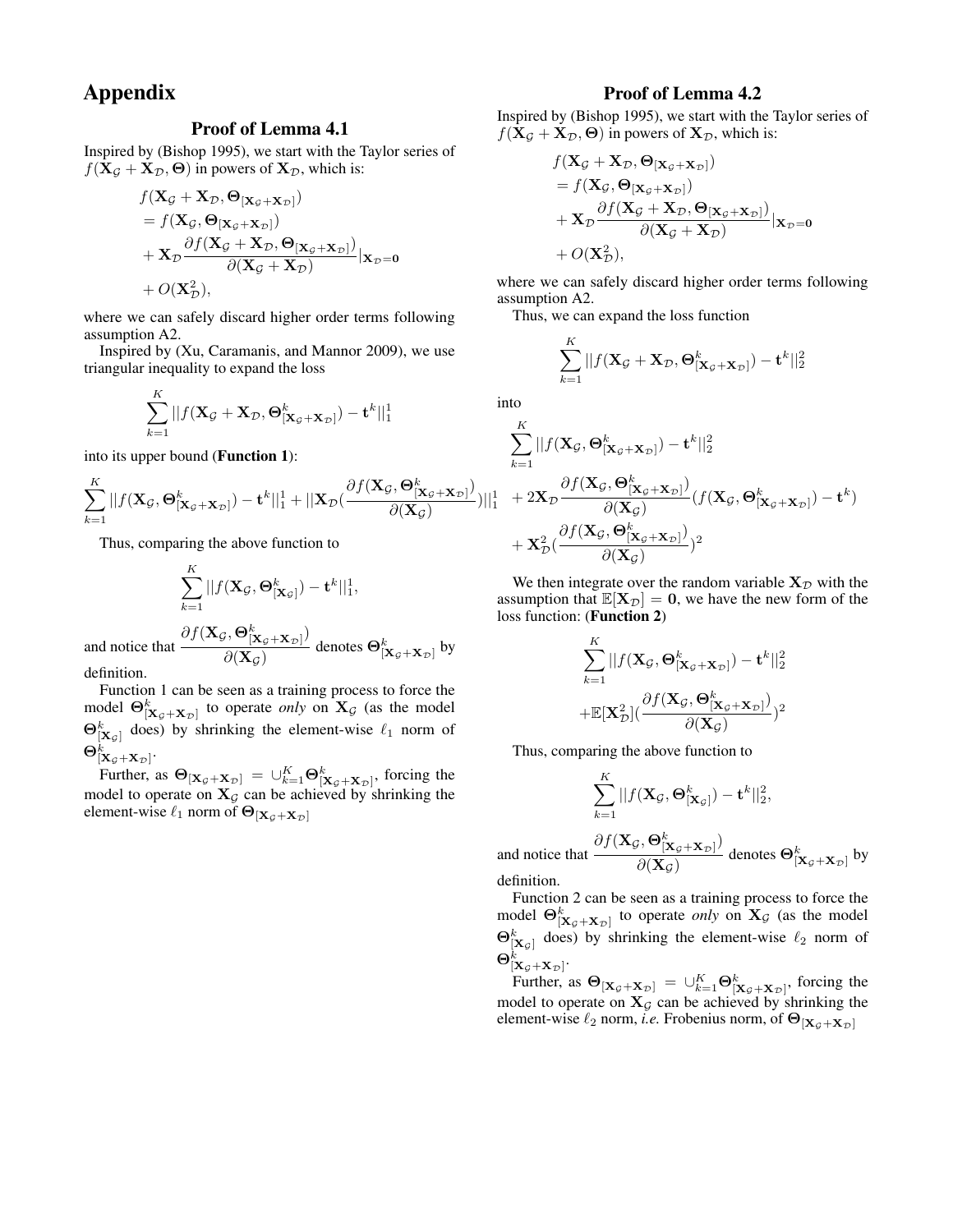# Appendix

## Proof of Lemma 4.1

Inspired by (Bishop 1995), we start with the Taylor series of $f(\mathbf{X}_\mathcal{G} + \mathbf{X}_\mathcal{D}, \mathbf{\Theta})$ in powers of $\mathbf{X}_\mathcal{D}$, which is:

$$
\begin{aligned}
& f(\mathbf{X}_\mathcal{G} + \mathbf{X}_\mathcal{D}, \mathbf{\Theta}_{[\mathbf{X}_\mathcal{G}+\mathbf{X}_\mathcal{D}]}) \\
&= f(\mathbf{X}_\mathcal{G}, \mathbf{\Theta}_{[\mathbf{X}_\mathcal{G}+\mathbf{X}_\mathcal{D}]}) \\
&+ \mathbf{X}_\mathcal{D} \frac{\partial f(\mathbf{X}_\mathcal{G} + \mathbf{X}_\mathcal{D}, \mathbf{\Theta}_{[\mathbf{X}_\mathcal{G}+\mathbf{X}_\mathcal{D}]})}{\partial(\mathbf{X}_\mathcal{G} + \mathbf{X}_\mathcal{D})}|_{\mathbf{X}_\mathcal{D}=\mathbf{0}} \\
&+ O(\mathbf{X}_\mathcal{D}^2),
\end{aligned}
$$

where we can safely discard higher order terms following assumption A2.

Inspired by (Xu, Caramanis, and Mannor 2009), we use triangular inequality to expand the loss

$$
\sum_{k=1}^{K} ||f(\mathbf{X}_\mathcal{G} + \mathbf{X}_\mathcal{D}, \mathbf{\Theta}^k_{[\mathbf{X}_\mathcal{G}+\mathbf{X}_\mathcal{D}]}) - \mathbf{t}^k||_1^1
$$

into its upper bound (**Function 1**):

$$
\sum_{k=1}^{K} ||f(\mathbf{X}_\mathcal{G}, \mathbf{\Theta}^k_{[\mathbf{X}_\mathcal{G}+\mathbf{X}_\mathcal{D}]}) - \mathbf{t}^k||_1^1 + ||\mathbf{X}_\mathcal{D}(\frac{\partial f(\mathbf{X}_\mathcal{G}, \mathbf{\Theta}^k_{[\mathbf{X}_\mathcal{G}+\mathbf{X}_\mathcal{D}]})}{\partial(\mathbf{X}_\mathcal{G})})||_1^1
$$

Thus, comparing the above function to

$$
\sum_{k=1}^{K} ||f(\mathbf{X}_\mathcal{G}, \mathbf{\Theta}^k_{[\mathbf{X}_\mathcal{G}]}) - \mathbf{t}^k||_1^1,
$$

and notice that $\frac{\partial f(\mathbf{X}_\mathcal{G}, \mathbf{\Theta}^k_{[\mathbf{X}_\mathcal{G}+\mathbf{X}_\mathcal{D}]})}{\partial(\mathbf{X}_\mathcal{G})}$ denotes $\mathbf{\Theta}^k_{[\mathbf{X}_\mathcal{G}+\mathbf{X}_\mathcal{D}]}$ by definition.

Function 1 can be seen as a training process to force the model $\mathbf{\Theta}^k_{[\mathbf{X}_\mathcal{G}+\mathbf{X}_\mathcal{D}]}$ to operate *only* on $\mathbf{X}_\mathcal{G}$ (as the model $\mathbf{\Theta}^k_{[\mathbf{X}_\mathcal{G}]}$ does) by shrinking the element-wise $\ell_1$ norm of $\mathbf{\Theta}^k_{[\mathbf{X}_\mathcal{G}+\mathbf{X}_\mathcal{D}]}$.

Further, as $\mathbf{\Theta}_{[\mathbf{X}_\mathcal{G}+\mathbf{X}_\mathcal{D}]} = \cup_{k=1}^{K} \mathbf{\Theta}^k_{[\mathbf{X}_\mathcal{G}+\mathbf{X}_\mathcal{D}]}$, forcing the model to operate on $\mathbf{X}_\mathcal{G}$ can be achieved by shrinking the element-wise $\ell_1$ norm of $\mathbf{\Theta}_{[\mathbf{X}_\mathcal{G}+\mathbf{X}_\mathcal{D}]}$

## Proof of Lemma 4.2

Inspired by (Bishop 1995), we start with the Taylor series of $f(\mathbf{X}_\mathcal{G} + \mathbf{X}_\mathcal{D}, \mathbf{\Theta})$ in powers of $\mathbf{X}_\mathcal{D}$, which is:

$$
\begin{aligned}
& f(\mathbf{X}_\mathcal{G} + \mathbf{X}_\mathcal{D}, \mathbf{\Theta}_{[\mathbf{X}_\mathcal{G}+\mathbf{X}_\mathcal{D}]}) \\
&= f(\mathbf{X}_\mathcal{G}, \mathbf{\Theta}_{[\mathbf{X}_\mathcal{G}+\mathbf{X}_\mathcal{D}]}) \\
&+ \mathbf{X}_\mathcal{D} \frac{\partial f(\mathbf{X}_\mathcal{G} + \mathbf{X}_\mathcal{D}, \mathbf{\Theta}_{[\mathbf{X}_\mathcal{G}+\mathbf{X}_\mathcal{D}]})}{\partial(\mathbf{X}_\mathcal{G} + \mathbf{X}_\mathcal{D})}|_{\mathbf{X}_\mathcal{D}=\mathbf{0}} \\
&+ O(\mathbf{X}_\mathcal{D}^2),
\end{aligned}
$$

where we can safely discard higher order terms following assumption A2.

Thus, we can expand the loss function

$$
\sum_{k=1}^{K} ||f(\mathbf{X}_\mathcal{G} + \mathbf{X}_\mathcal{D}, \mathbf{\Theta}^k_{[\mathbf{X}_\mathcal{G}+\mathbf{X}_\mathcal{D}]}) - \mathbf{t}^k||_2^2
$$

into

$$
\begin{aligned}
& \sum_{k=1}^{K} ||f(\mathbf{X}_\mathcal{G}, \mathbf{\Theta}^k_{[\mathbf{X}_\mathcal{G}+\mathbf{X}_\mathcal{D}]}) - \mathbf{t}^k||_2^2 \\
&+ 2\mathbf{X}_\mathcal{D} \frac{\partial f(\mathbf{X}_\mathcal{G}, \mathbf{\Theta}^k_{[\mathbf{X}_\mathcal{G}+\mathbf{X}_\mathcal{D}]})}{\partial(\mathbf{X}_\mathcal{G})}(f(\mathbf{X}_\mathcal{G}, \mathbf{\Theta}^k_{[\mathbf{X}_\mathcal{G}+\mathbf{X}_\mathcal{D}]}) - \mathbf{t}^k) \\
&+ \mathbf{X}_\mathcal{D}^2(\frac{\partial f(\mathbf{X}_\mathcal{G}, \mathbf{\Theta}^k_{[\mathbf{X}_\mathcal{G}+\mathbf{X}_\mathcal{D}]})}{\partial(\mathbf{X}_\mathcal{G})})^2
\end{aligned}
$$

We then integrate over the random variable $\mathbf{X}_\mathcal{D}$ with the assumption that $\mathbb{E}[\mathbf{X}_\mathcal{D}] = \mathbf{0}$, we have the new form of the loss function: (**Function 2**)

$$
\begin{aligned}
& \sum_{k=1}^{K} ||f(\mathbf{X}_\mathcal{G}, \mathbf{\Theta}^k_{[\mathbf{X}_\mathcal{G}+\mathbf{X}_\mathcal{D}]}) - \mathbf{t}^k||_2^2 \\
&+ \mathbb{E}[\mathbf{X}_\mathcal{D}^2](\frac{\partial f(\mathbf{X}_\mathcal{G}, \mathbf{\Theta}^k_{[\mathbf{X}_\mathcal{G}+\mathbf{X}_\mathcal{D}]})}{\partial(\mathbf{X}_\mathcal{G})})^2
\end{aligned}
$$

Thus, comparing the above function to

$$
\sum_{k=1}^{K} ||f(\mathbf{X}_\mathcal{G}, \mathbf{\Theta}^k_{[\mathbf{X}_\mathcal{G}]}) - \mathbf{t}^k||_2^2,
$$

and notice that $\frac{\partial f(\mathbf{X}_\mathcal{G}, \mathbf{\Theta}^k_{[\mathbf{X}_\mathcal{G}+\mathbf{X}_\mathcal{D}]})}{\partial(\mathbf{X}_\mathcal{G})}$ denotes $\mathbf{\Theta}^k_{[\mathbf{X}_\mathcal{G}+\mathbf{X}_\mathcal{D}]}$ by definition.

Function 2 can be seen as a training process to force the model $\mathbf{\Theta}^k_{[\mathbf{X}_\mathcal{G}+\mathbf{X}_\mathcal{D}]}$ to operate *only* on $\mathbf{X}_\mathcal{G}$ (as the model $\mathbf{\Theta}^k_{[\mathbf{X}_\mathcal{G}]}$ does) by shrinking the element-wise $\ell_2$ norm of $\mathbf{\Theta}^k_{[\mathbf{X}_\mathcal{G}+\mathbf{X}_\mathcal{D}]}$.

Further, as $\mathbf{\Theta}_{[\mathbf{X}_\mathcal{G}+\mathbf{X}_\mathcal{D}]} = \cup_{k=1}^{K} \mathbf{\Theta}^k_{[\mathbf{X}_\mathcal{G}+\mathbf{X}_\mathcal{D}]}$, forcing the model to operate on $\mathbf{X}_\mathcal{G}$ can be achieved by shrinking the element-wise $\ell_2$ norm, *i.e.* Frobenius norm, of $\mathbf{\Theta}_{[\mathbf{X}_\mathcal{G}+\mathbf{X}_\mathcal{D}]}$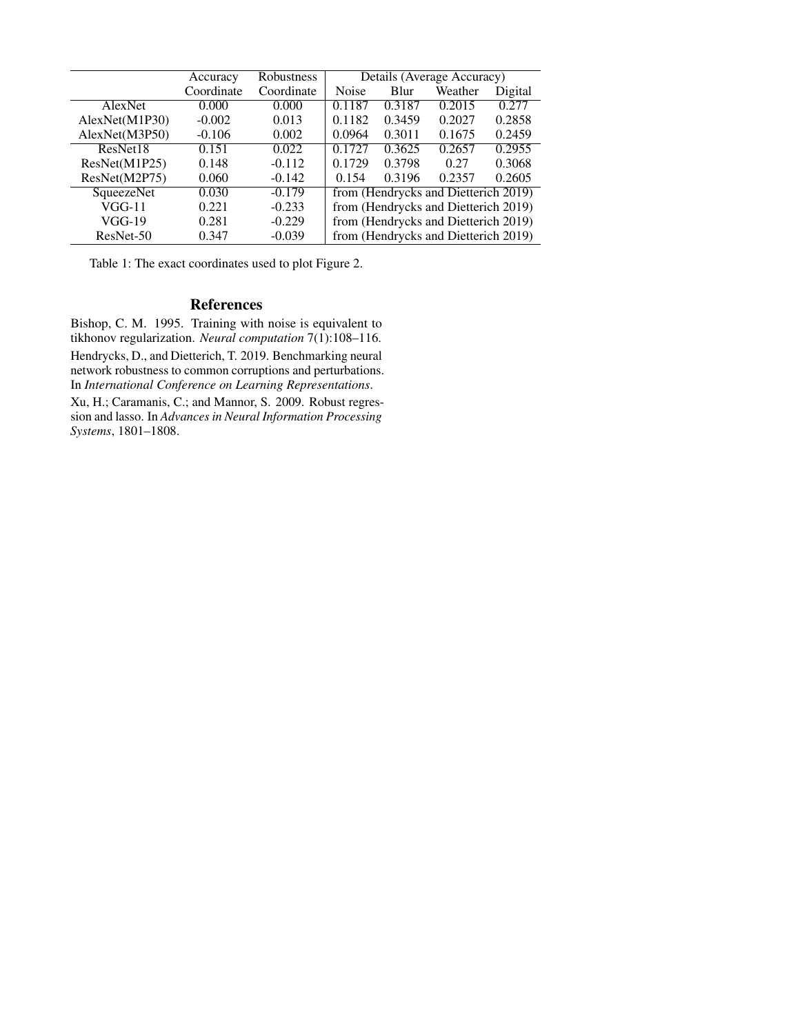| | Accuracy Coordinate | Robustness Coordinate | Details (Average Accuracy) | | | |
|---|---|---|---|---|---|---|
| | | | Noise | Blur | Weather | Digital |
| AlexNet | 0.000 | 0.000 | 0.1187 | 0.3187 | 0.2015 | 0.277 |
| AlexNet(M1P30) | -0.002 | 0.013 | 0.1182 | 0.3459 | 0.2027 | 0.2858 |
| AlexNet(M3P50) | -0.106 | 0.002 | 0.0964 | 0.3011 | 0.1675 | 0.2459 |
| ResNet18 | 0.151 | 0.022 | 0.1727 | 0.3625 | 0.2657 | 0.2955 |
| ResNet(M1P25) | 0.148 | -0.112 | 0.1729 | 0.3798 | 0.27 | 0.3068 |
| ResNet(M2P75) | 0.060 | -0.142 | 0.154 | 0.3196 | 0.2357 | 0.2605 |
| SqueezeNet | 0.030 | -0.179 | from (Hendrycks and Dietterich 2019) | | | |
| VGG-11 | 0.221 | -0.233 | from (Hendrycks and Dietterich 2019) | | | |
| VGG-19 | 0.281 | -0.229 | from (Hendrycks and Dietterich 2019) | | | |
| ResNet-50 | 0.347 | -0.039 | from (Hendrycks and Dietterich 2019) | | | |

Table 1: The exact coordinates used to plot Figure 2.

## References

Bishop, C. M. 1995. Training with noise is equivalent to tikhonov regularization. *Neural computation* 7(1):108–116.

Hendrycks, D., and Dietterich, T. 2019. Benchmarking neural network robustness to common corruptions and perturbations. In *International Conference on Learning Representations*.

Xu, H.; Caramanis, C.; and Mannor, S. 2009. Robust regression and lasso. In *Advances in Neural Information Processing Systems*, 1801–1808.